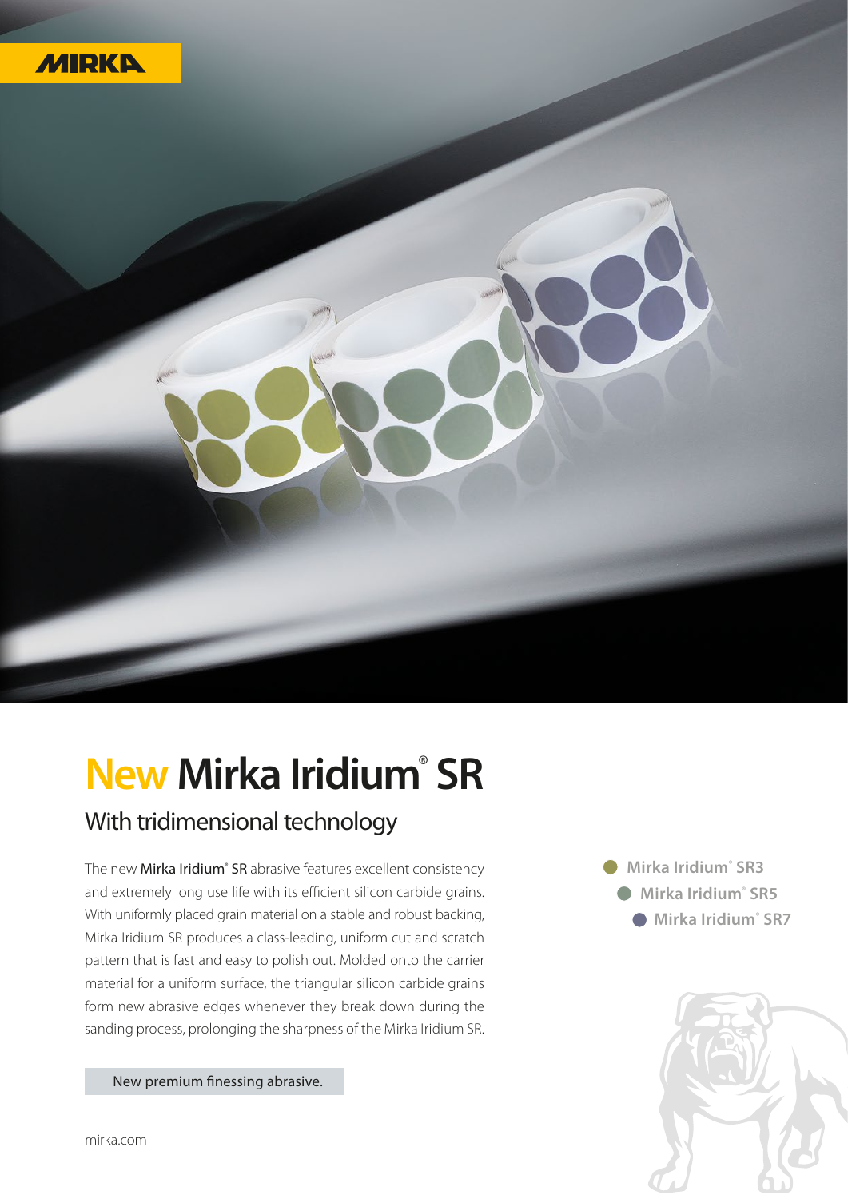MIRKA

# New Mirka Iridium® SR

## With tridimensional technology

The new **Mirka Iridium® SR** abrasive features excellent consistency and extremely long use life with its efficient silicon carbide grains. With uniformly placed grain material on a stable and robust backing, Mirka Iridium SR produces a class-leading, uniform cut and scratch pattern that is fast and easy to polish out. Molded onto the carrier material for a uniform surface, the triangular silicon carbide grains form new abrasive edges whenever they break down during the sanding process, prolonging the sharpness of the Mirka Iridium SR.

New premium finessing abrasive.

- Mirka Iridium® SR3
- Mirka Iridium® SR5
- Mirka Iridium® SR7

mirka.com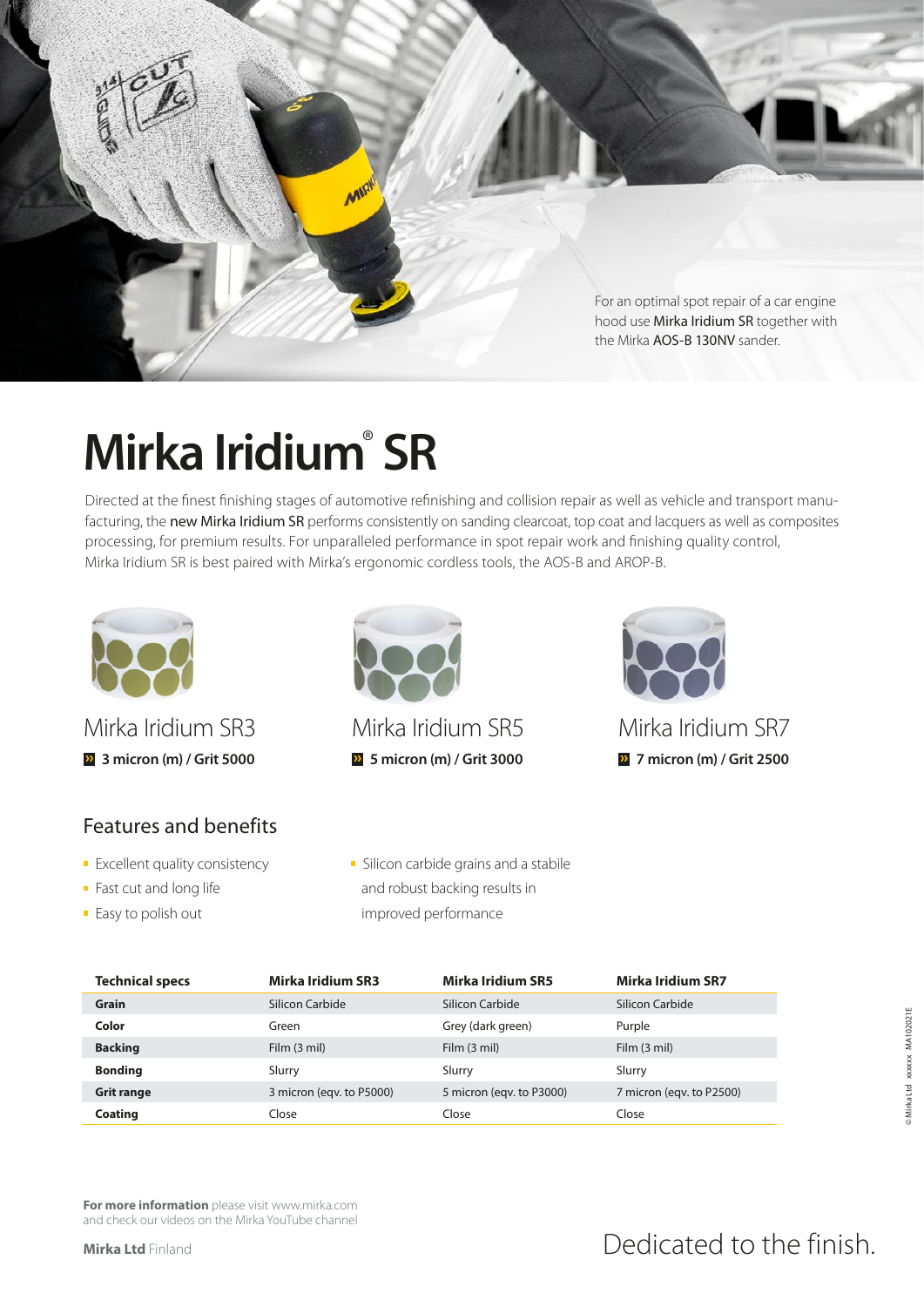For an optimal spot repair of a car engine hood use Mirka Iridium SR together with the Mirka AOS-B 130NV sander.

# Mirka Iridium® SR

Directed at the finest finishing stages of automotive refinishing and collision repair as well as vehicle and transport manufacturing, the new Mirka Iridium SR performs consistently on sanding clearcoat, top coat and lacquers as well as composites processing, for premium results. For unparalleled performance in spot repair work and finishing quality control, Mirka Iridium SR is best paired with Mirka's ergonomic cordless tools, the AOS-B and AROP-B.

### Mirka Iridium SR3

**3 micron (m) / Grit 5000**

### Mirka Iridium SR5

**5 micron (m) / Grit 3000**

### Mirka Iridium SR7

**7 micron (m) / Grit 2500**

## Features and benefits

- Excellent quality consistency
- Fast cut and long life
- Easy to polish out
- Silicon carbide grains and a stabile and robust backing results in improved performance

| Technical specs | Mirka Iridium SR3 | Mirka Iridium SR5 | Mirka Iridium SR7 |
|---|---|---|---|
| **Grain** | Silicon Carbide | Silicon Carbide | Silicon Carbide |
| **Color** | Green | Grey (dark green) | Purple |
| **Backing** | Film (3 mil) | Film (3 mil) | Film (3 mil) |
| **Bonding** | Slurry | Slurry | Slurry |
| **Grit range** | 3 micron (eqv. to P5000) | 5 micron (eqv. to P3000) | 7 micron (eqv. to P2500) |
| **Coating** | Close | Close | Close |

**For more information** please visit www.mirka.com and check our videos on the Mirka YouTube channel

**Mirka Ltd** Finland

Dedicated to the finish.

©Mirka Ltd xxxxxx MA102021E